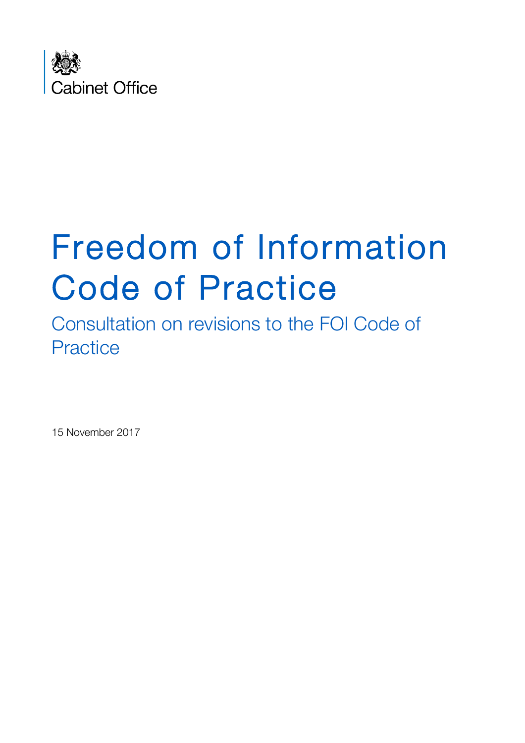Cabinet Office

# Freedom of Information Code of Practice

## Consultation on revisions to the FOI Code of Practice

15 November 2017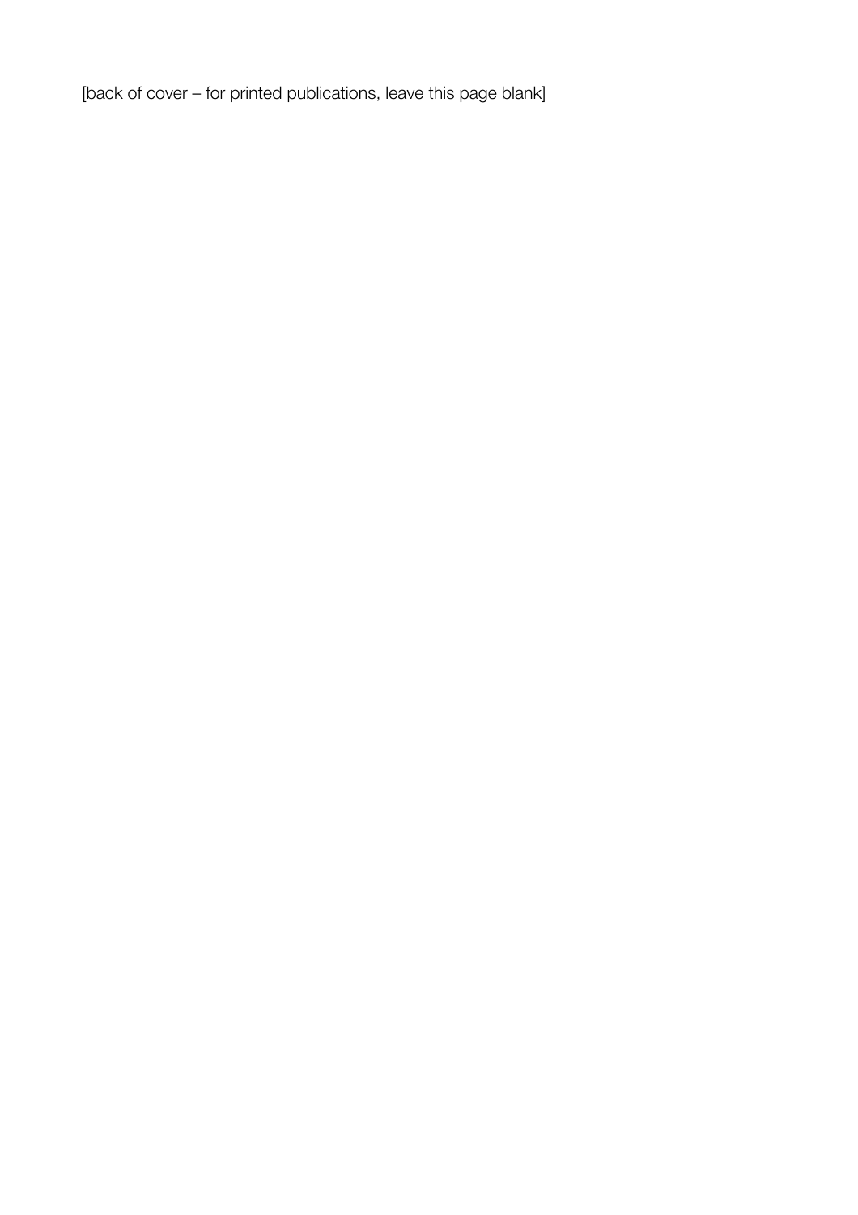[back of cover – for printed publications, leave this page blank]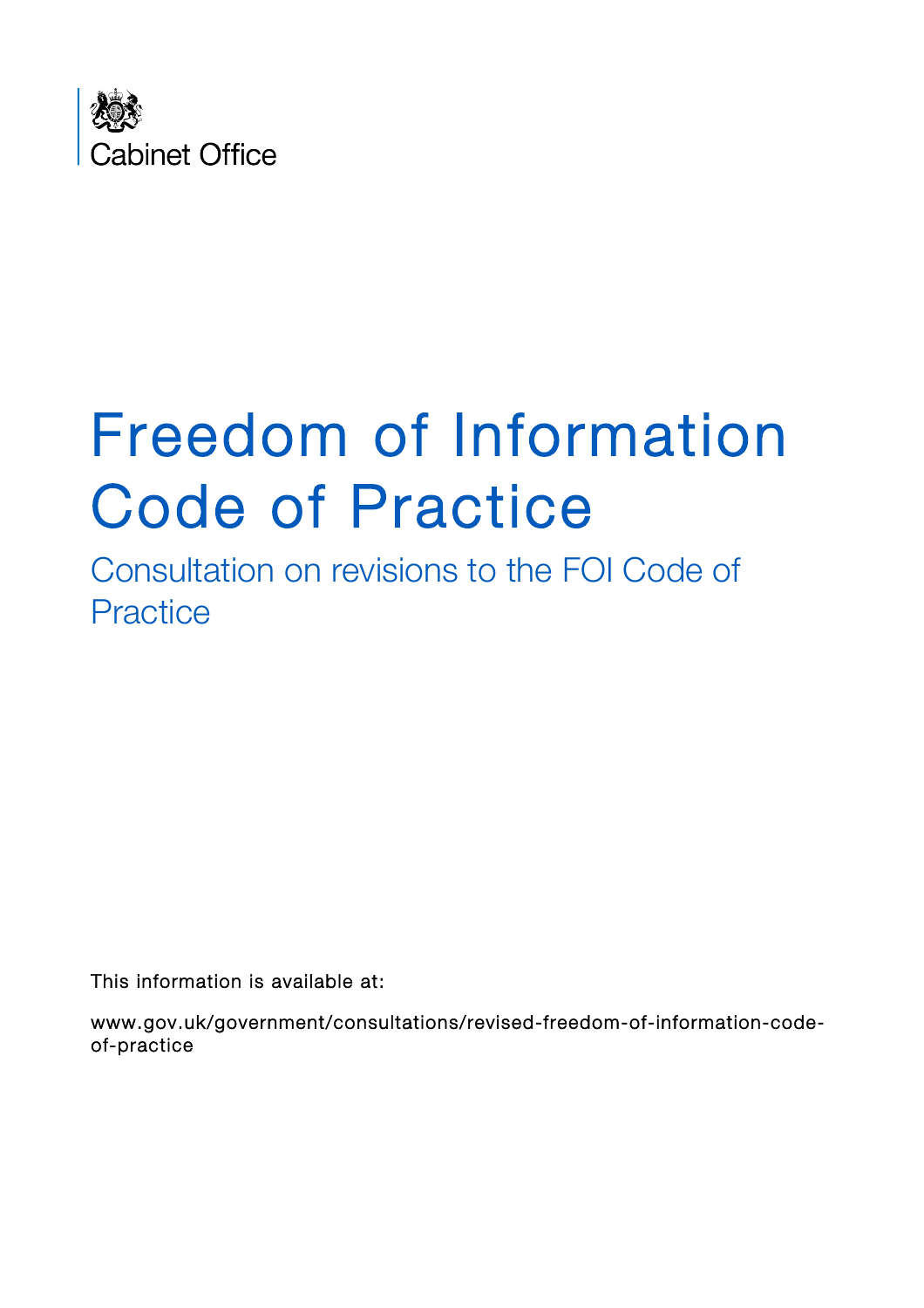Cabinet Office

# Freedom of Information Code of Practice

## Consultation on revisions to the FOI Code of Practice

This information is available at:

www.gov.uk/government/consultations/revised-freedom-of-information-code-of-practice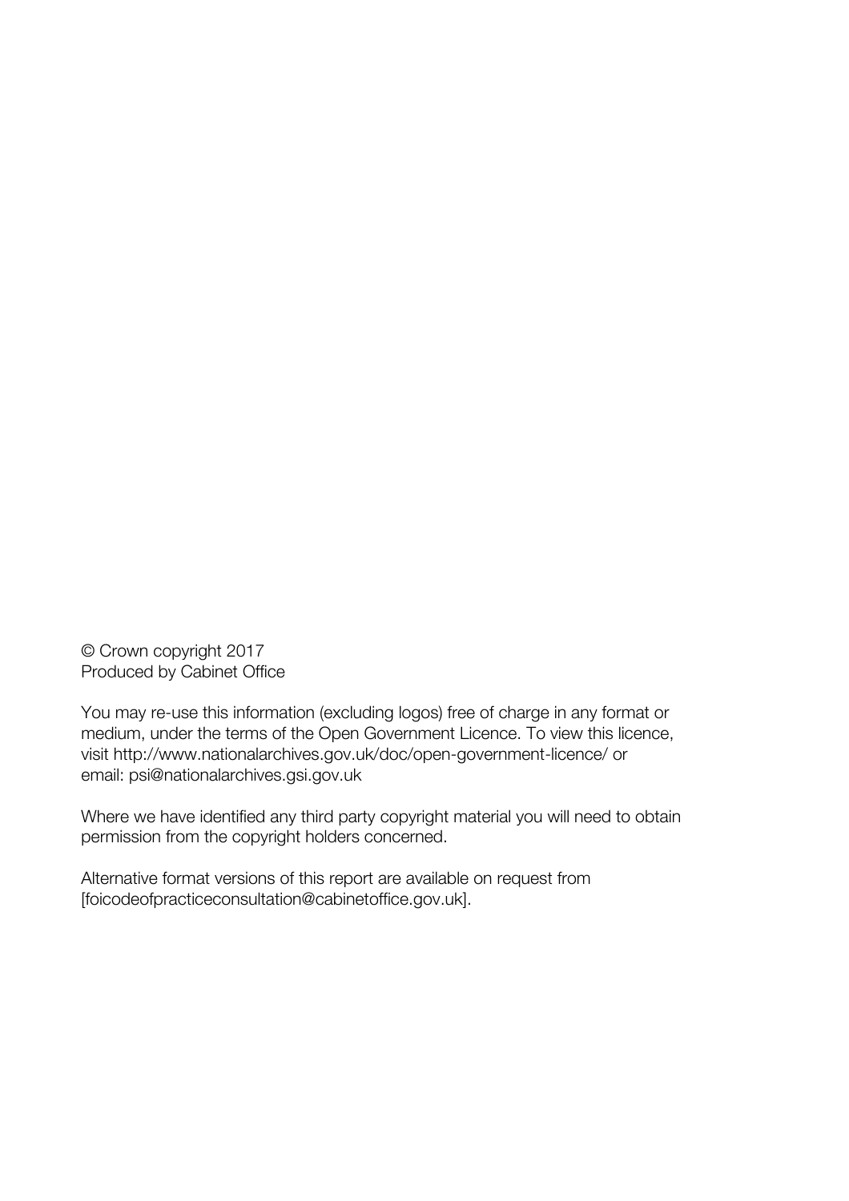© Crown copyright 2017
Produced by Cabinet Office

You may re-use this information (excluding logos) free of charge in any format or medium, under the terms of the Open Government Licence. To view this licence, visit http://www.nationalarchives.gov.uk/doc/open-government-licence/ or email: psi@nationalarchives.gsi.gov.uk

Where we have identified any third party copyright material you will need to obtain permission from the copyright holders concerned.

Alternative format versions of this report are available on request from [foicodeofpracticeconsultation@cabinetoffice.gov.uk].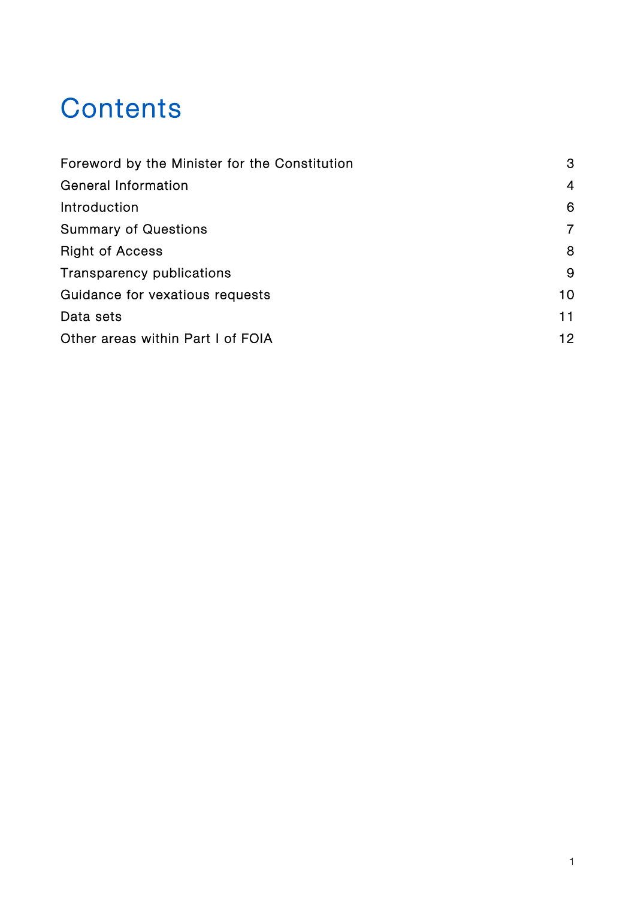# Contents

| | |
|---|---|
| Foreword by the Minister for the Constitution | 3 |
| General Information | 4 |
| Introduction | 6 |
| Summary of Questions | 7 |
| Right of Access | 8 |
| Transparency publications | 9 |
| Guidance for vexatious requests | 10 |
| Data sets | 11 |
| Other areas within Part I of FOIA | 12 |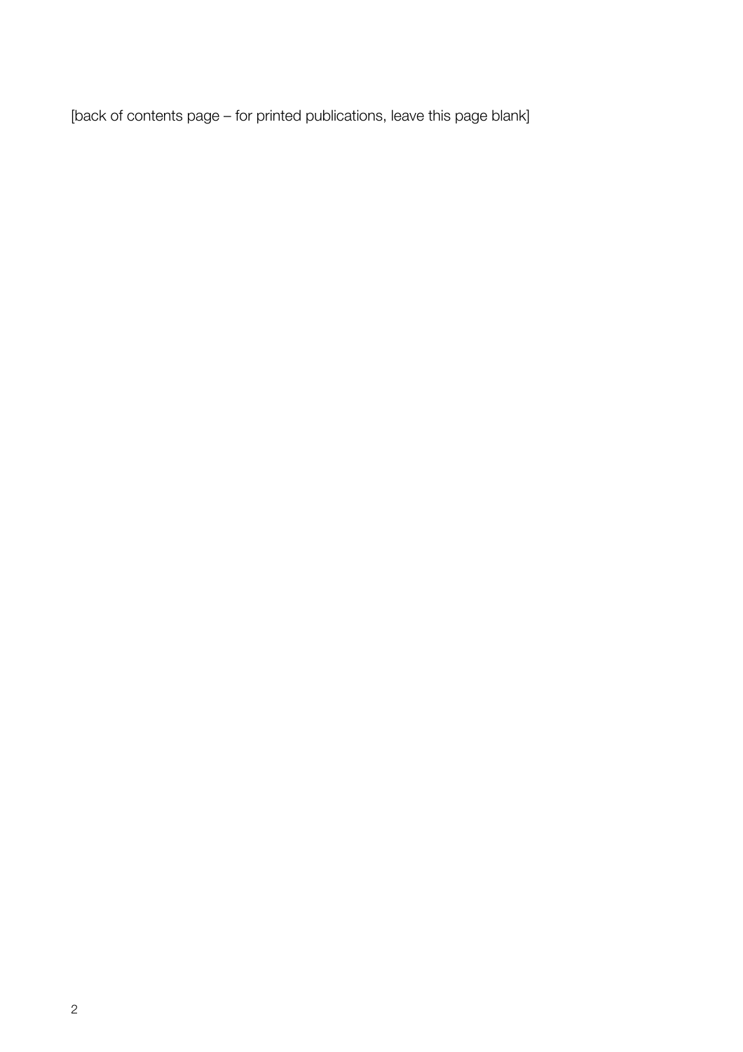[back of contents page – for printed publications, leave this page blank]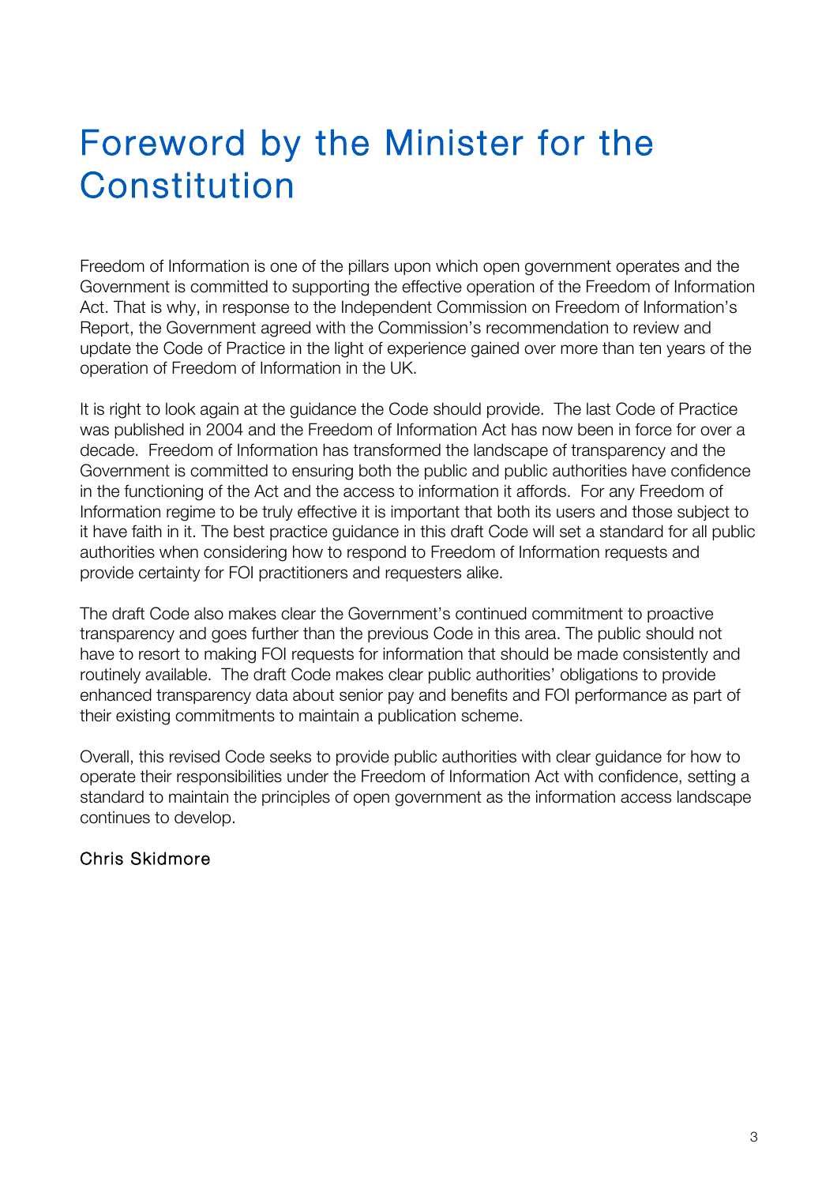# Foreword by the Minister for the Constitution

Freedom of Information is one of the pillars upon which open government operates and the Government is committed to supporting the effective operation of the Freedom of Information Act. That is why, in response to the Independent Commission on Freedom of Information's Report, the Government agreed with the Commission's recommendation to review and update the Code of Practice in the light of experience gained over more than ten years of the operation of Freedom of Information in the UK.

It is right to look again at the guidance the Code should provide. The last Code of Practice was published in 2004 and the Freedom of Information Act has now been in force for over a decade. Freedom of Information has transformed the landscape of transparency and the Government is committed to ensuring both the public and public authorities have confidence in the functioning of the Act and the access to information it affords. For any Freedom of Information regime to be truly effective it is important that both its users and those subject to it have faith in it. The best practice guidance in this draft Code will set a standard for all public authorities when considering how to respond to Freedom of Information requests and provide certainty for FOI practitioners and requesters alike.

The draft Code also makes clear the Government's continued commitment to proactive transparency and goes further than the previous Code in this area. The public should not have to resort to making FOI requests for information that should be made consistently and routinely available. The draft Code makes clear public authorities' obligations to provide enhanced transparency data about senior pay and benefits and FOI performance as part of their existing commitments to maintain a publication scheme.

Overall, this revised Code seeks to provide public authorities with clear guidance for how to operate their responsibilities under the Freedom of Information Act with confidence, setting a standard to maintain the principles of open government as the information access landscape continues to develop.

Chris Skidmore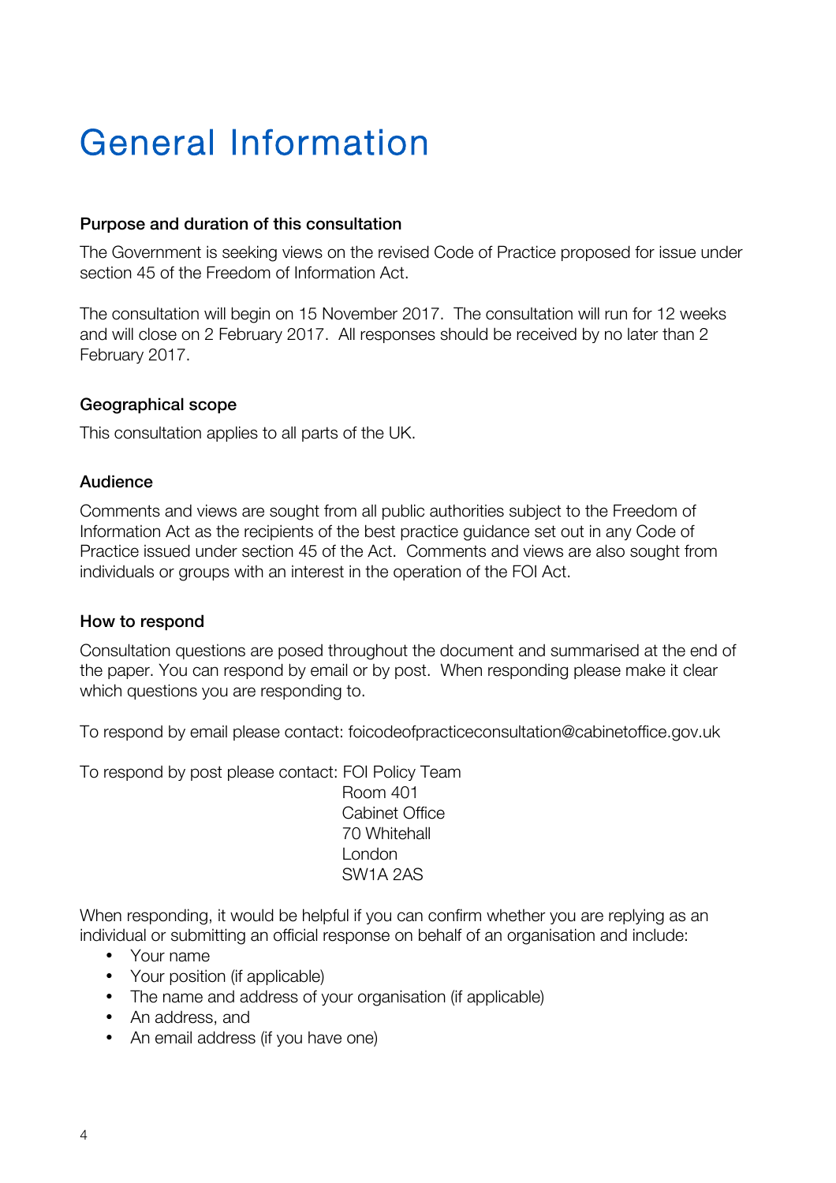# General Information

### Purpose and duration of this consultation

The Government is seeking views on the revised Code of Practice proposed for issue under section 45 of the Freedom of Information Act.

The consultation will begin on 15 November 2017. The consultation will run for 12 weeks and will close on 2 February 2017. All responses should be received by no later than 2 February 2017.

### Geographical scope

This consultation applies to all parts of the UK.

### Audience

Comments and views are sought from all public authorities subject to the Freedom of Information Act as the recipients of the best practice guidance set out in any Code of Practice issued under section 45 of the Act. Comments and views are also sought from individuals or groups with an interest in the operation of the FOI Act.

### How to respond

Consultation questions are posed throughout the document and summarised at the end of the paper. You can respond by email or by post. When responding please make it clear which questions you are responding to.

To respond by email please contact: foicodeofpracticeconsultation@cabinetoffice.gov.uk

To respond by post please contact: FOI Policy Team
Room 401
Cabinet Office
70 Whitehall
London
SW1A 2AS

When responding, it would be helpful if you can confirm whether you are replying as an individual or submitting an official response on behalf of an organisation and include:

- Your name
- Your position (if applicable)
- The name and address of your organisation (if applicable)
- An address, and
- An email address (if you have one)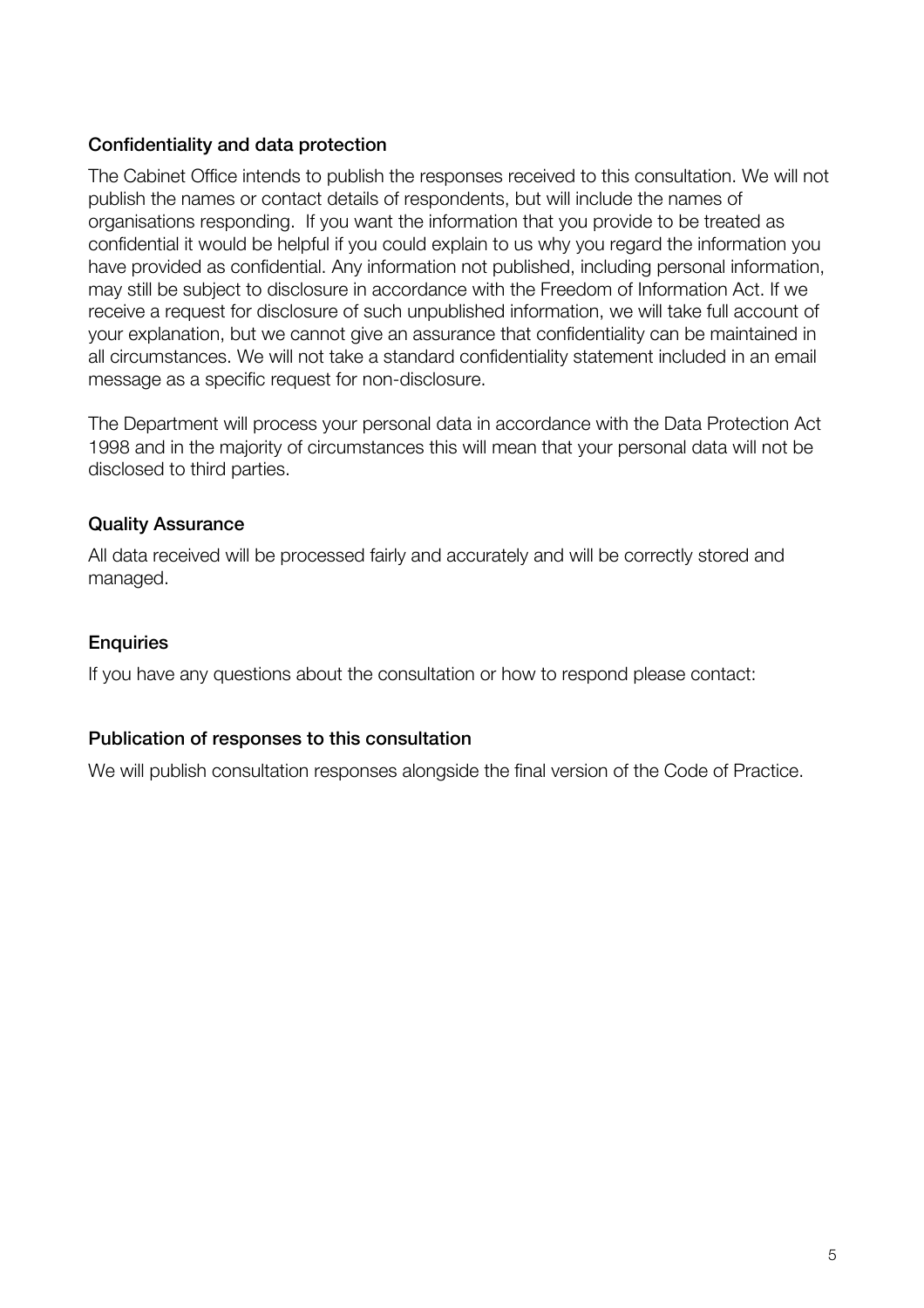### Confidentiality and data protection

The Cabinet Office intends to publish the responses received to this consultation. We will not publish the names or contact details of respondents, but will include the names of organisations responding. If you want the information that you provide to be treated as confidential it would be helpful if you could explain to us why you regard the information you have provided as confidential. Any information not published, including personal information, may still be subject to disclosure in accordance with the Freedom of Information Act. If we receive a request for disclosure of such unpublished information, we will take full account of your explanation, but we cannot give an assurance that confidentiality can be maintained in all circumstances. We will not take a standard confidentiality statement included in an email message as a specific request for non-disclosure.

The Department will process your personal data in accordance with the Data Protection Act 1998 and in the majority of circumstances this will mean that your personal data will not be disclosed to third parties.

### Quality Assurance

All data received will be processed fairly and accurately and will be correctly stored and managed.

### Enquiries

If you have any questions about the consultation or how to respond please contact:

### Publication of responses to this consultation

We will publish consultation responses alongside the final version of the Code of Practice.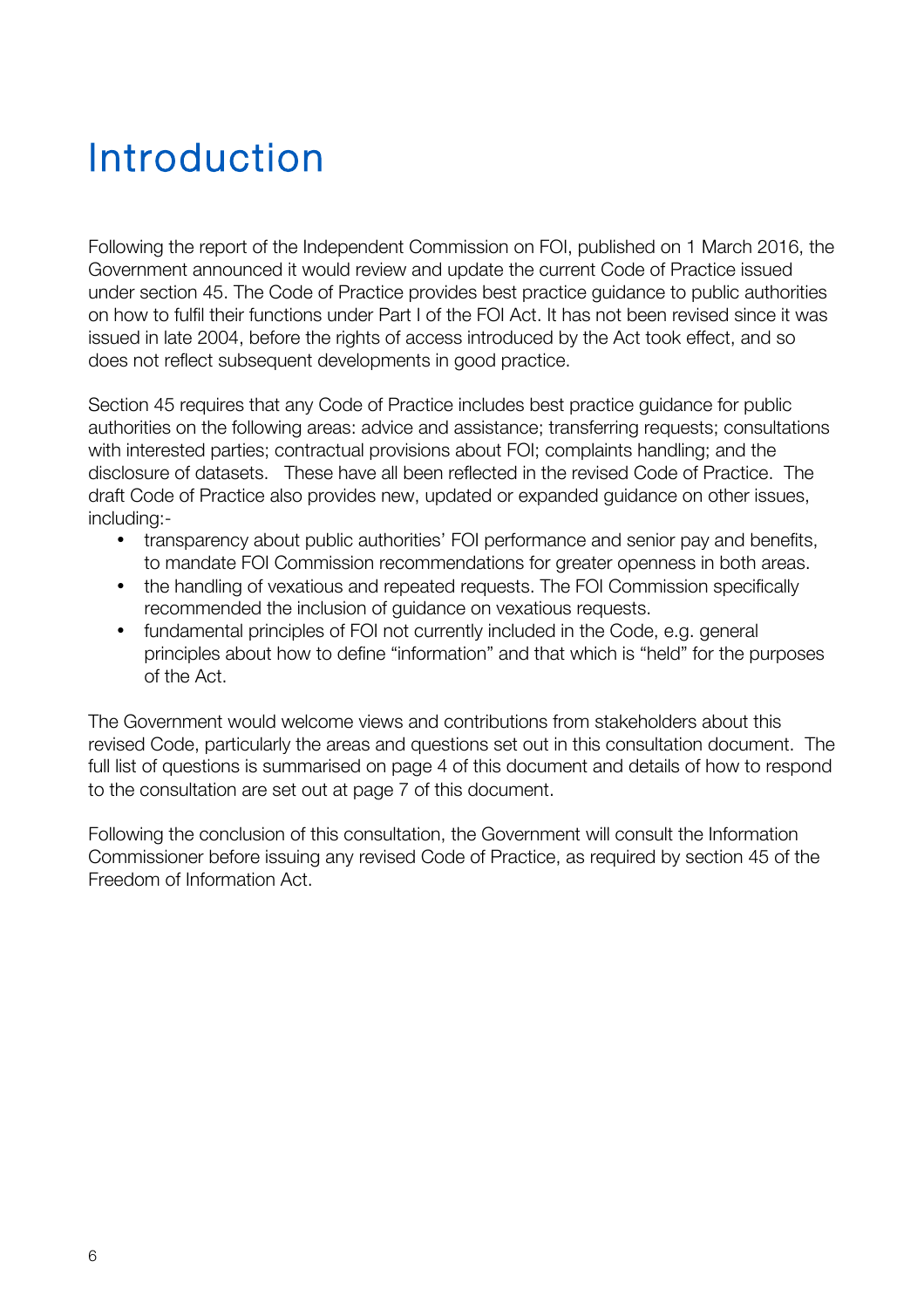# Introduction

Following the report of the Independent Commission on FOI, published on 1 March 2016, the Government announced it would review and update the current Code of Practice issued under section 45. The Code of Practice provides best practice guidance to public authorities on how to fulfil their functions under Part I of the FOI Act. It has not been revised since it was issued in late 2004, before the rights of access introduced by the Act took effect, and so does not reflect subsequent developments in good practice.

Section 45 requires that any Code of Practice includes best practice guidance for public authorities on the following areas: advice and assistance; transferring requests; consultations with interested parties; contractual provisions about FOI; complaints handling; and the disclosure of datasets. These have all been reflected in the revised Code of Practice. The draft Code of Practice also provides new, updated or expanded guidance on other issues, including:-

- transparency about public authorities' FOI performance and senior pay and benefits, to mandate FOI Commission recommendations for greater openness in both areas.
- the handling of vexatious and repeated requests. The FOI Commission specifically recommended the inclusion of guidance on vexatious requests.
- fundamental principles of FOI not currently included in the Code, e.g. general principles about how to define "information" and that which is "held" for the purposes of the Act.

The Government would welcome views and contributions from stakeholders about this revised Code, particularly the areas and questions set out in this consultation document. The full list of questions is summarised on page 4 of this document and details of how to respond to the consultation are set out at page 7 of this document.

Following the conclusion of this consultation, the Government will consult the Information Commissioner before issuing any revised Code of Practice, as required by section 45 of the Freedom of Information Act.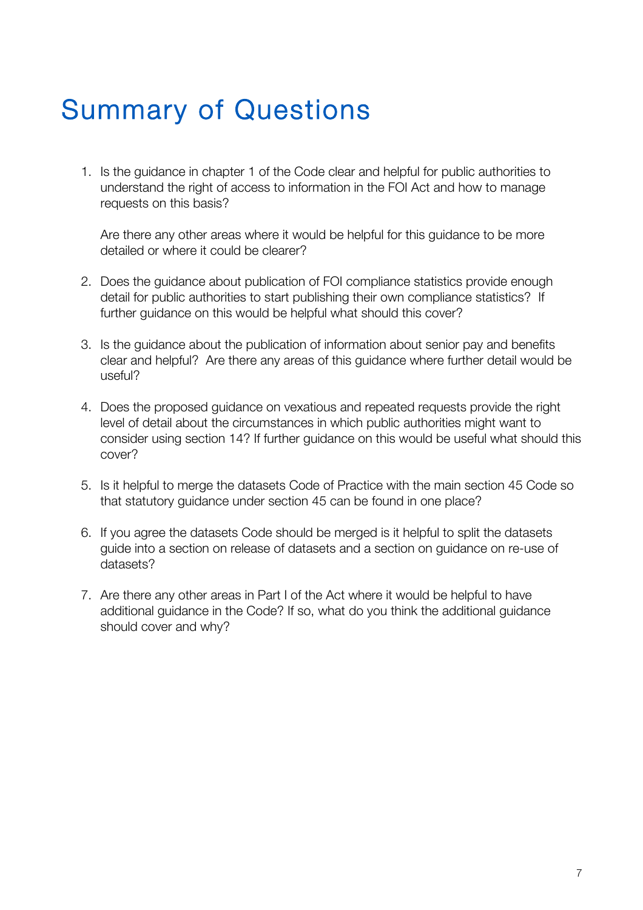# Summary of Questions

1. Is the guidance in chapter 1 of the Code clear and helpful for public authorities to understand the right of access to information in the FOI Act and how to manage requests on this basis?

   Are there any other areas where it would be helpful for this guidance to be more detailed or where it could be clearer?

2. Does the guidance about publication of FOI compliance statistics provide enough detail for public authorities to start publishing their own compliance statistics? If further guidance on this would be helpful what should this cover?

3. Is the guidance about the publication of information about senior pay and benefits clear and helpful? Are there any areas of this guidance where further detail would be useful?

4. Does the proposed guidance on vexatious and repeated requests provide the right level of detail about the circumstances in which public authorities might want to consider using section 14? If further guidance on this would be useful what should this cover?

5. Is it helpful to merge the datasets Code of Practice with the main section 45 Code so that statutory guidance under section 45 can be found in one place?

6. If you agree the datasets Code should be merged is it helpful to split the datasets guide into a section on release of datasets and a section on guidance on re-use of datasets?

7. Are there any other areas in Part I of the Act where it would be helpful to have additional guidance in the Code? If so, what do you think the additional guidance should cover and why?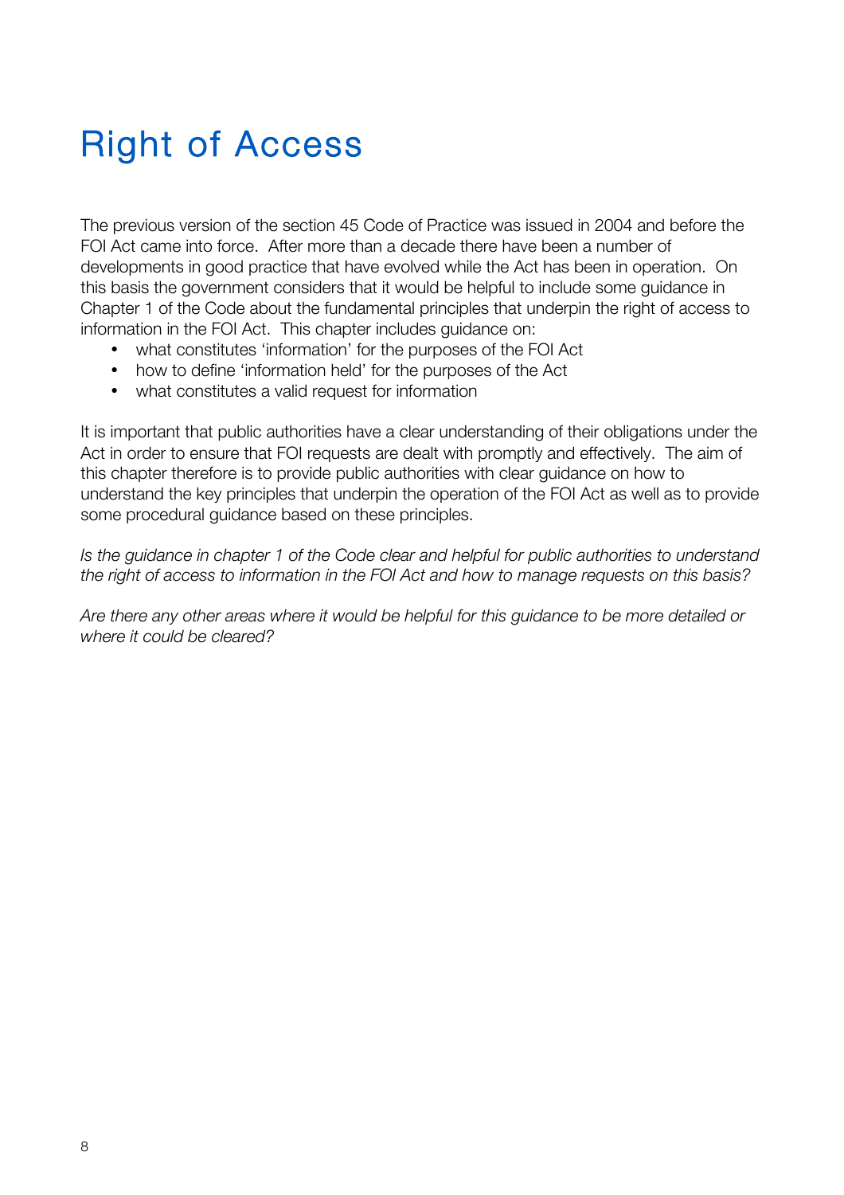# Right of Access

The previous version of the section 45 Code of Practice was issued in 2004 and before the FOI Act came into force. After more than a decade there have been a number of developments in good practice that have evolved while the Act has been in operation. On this basis the government considers that it would be helpful to include some guidance in Chapter 1 of the Code about the fundamental principles that underpin the right of access to information in the FOI Act. This chapter includes guidance on:

- what constitutes 'information' for the purposes of the FOI Act
- how to define 'information held' for the purposes of the Act
- what constitutes a valid request for information

It is important that public authorities have a clear understanding of their obligations under the Act in order to ensure that FOI requests are dealt with promptly and effectively. The aim of this chapter therefore is to provide public authorities with clear guidance on how to understand the key principles that underpin the operation of the FOI Act as well as to provide some procedural guidance based on these principles.

*Is the guidance in chapter 1 of the Code clear and helpful for public authorities to understand the right of access to information in the FOI Act and how to manage requests on this basis?*

*Are there any other areas where it would be helpful for this guidance to be more detailed or where it could be cleared?*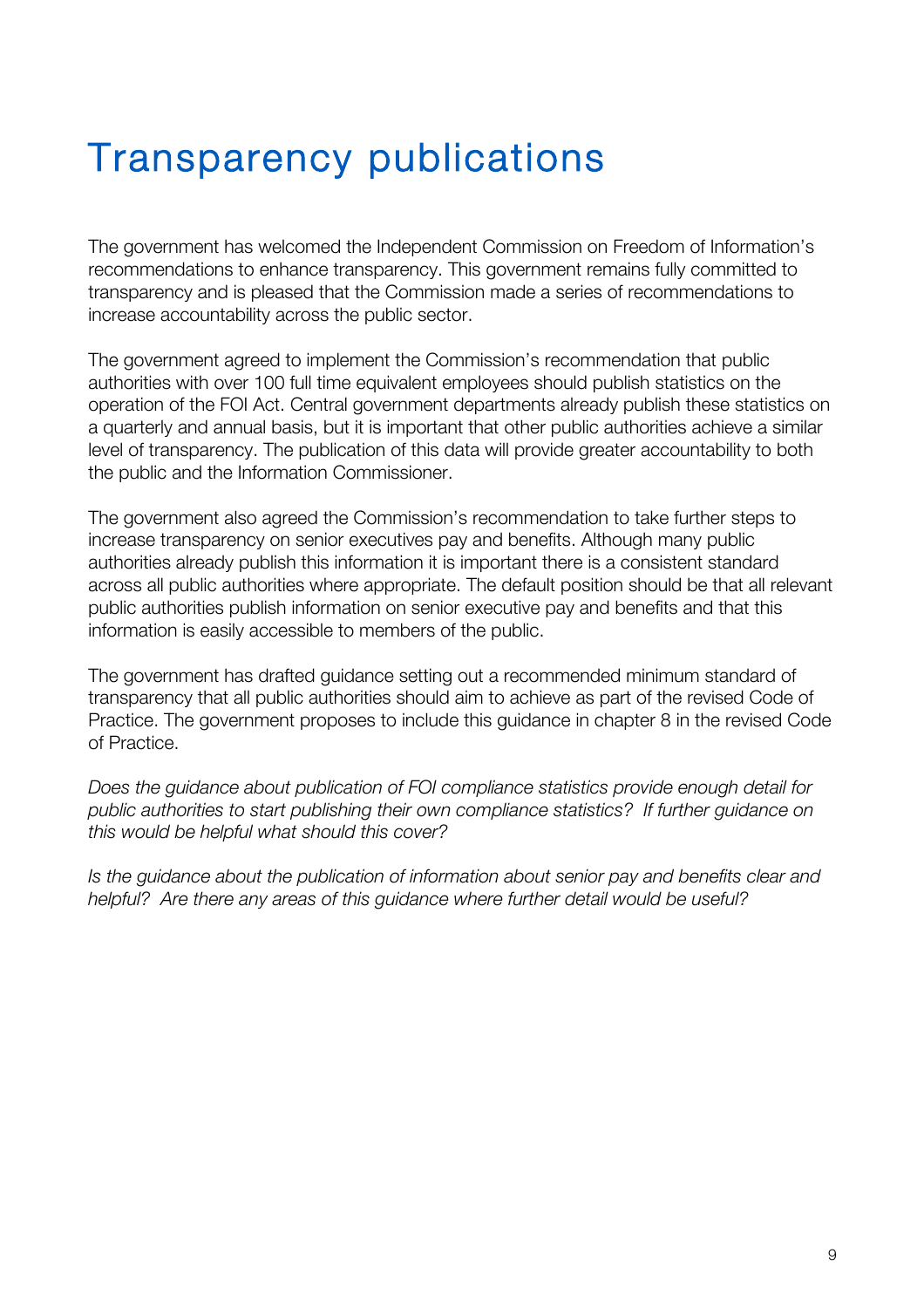# Transparency publications

The government has welcomed the Independent Commission on Freedom of Information's recommendations to enhance transparency. This government remains fully committed to transparency and is pleased that the Commission made a series of recommendations to increase accountability across the public sector.

The government agreed to implement the Commission's recommendation that public authorities with over 100 full time equivalent employees should publish statistics on the operation of the FOI Act. Central government departments already publish these statistics on a quarterly and annual basis, but it is important that other public authorities achieve a similar level of transparency. The publication of this data will provide greater accountability to both the public and the Information Commissioner.

The government also agreed the Commission's recommendation to take further steps to increase transparency on senior executives pay and benefits. Although many public authorities already publish this information it is important there is a consistent standard across all public authorities where appropriate. The default position should be that all relevant public authorities publish information on senior executive pay and benefits and that this information is easily accessible to members of the public.

The government has drafted guidance setting out a recommended minimum standard of transparency that all public authorities should aim to achieve as part of the revised Code of Practice. The government proposes to include this guidance in chapter 8 in the revised Code of Practice.

*Does the guidance about publication of FOI compliance statistics provide enough detail for public authorities to start publishing their own compliance statistics? If further guidance on this would be helpful what should this cover?*

*Is the guidance about the publication of information about senior pay and benefits clear and helpful? Are there any areas of this guidance where further detail would be useful?*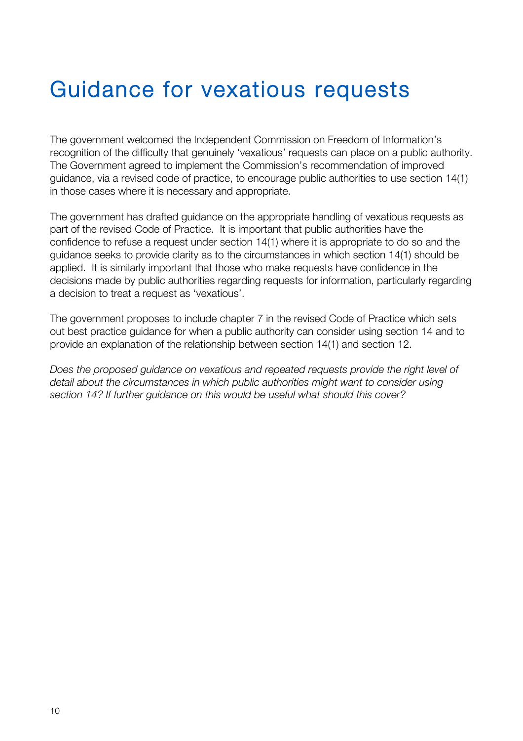# Guidance for vexatious requests

The government welcomed the Independent Commission on Freedom of Information's recognition of the difficulty that genuinely 'vexatious' requests can place on a public authority. The Government agreed to implement the Commission's recommendation of improved guidance, via a revised code of practice, to encourage public authorities to use section 14(1) in those cases where it is necessary and appropriate.

The government has drafted guidance on the appropriate handling of vexatious requests as part of the revised Code of Practice. It is important that public authorities have the confidence to refuse a request under section 14(1) where it is appropriate to do so and the guidance seeks to provide clarity as to the circumstances in which section 14(1) should be applied. It is similarly important that those who make requests have confidence in the decisions made by public authorities regarding requests for information, particularly regarding a decision to treat a request as 'vexatious'.

The government proposes to include chapter 7 in the revised Code of Practice which sets out best practice guidance for when a public authority can consider using section 14 and to provide an explanation of the relationship between section 14(1) and section 12.

*Does the proposed guidance on vexatious and repeated requests provide the right level of detail about the circumstances in which public authorities might want to consider using section 14? If further guidance on this would be useful what should this cover?*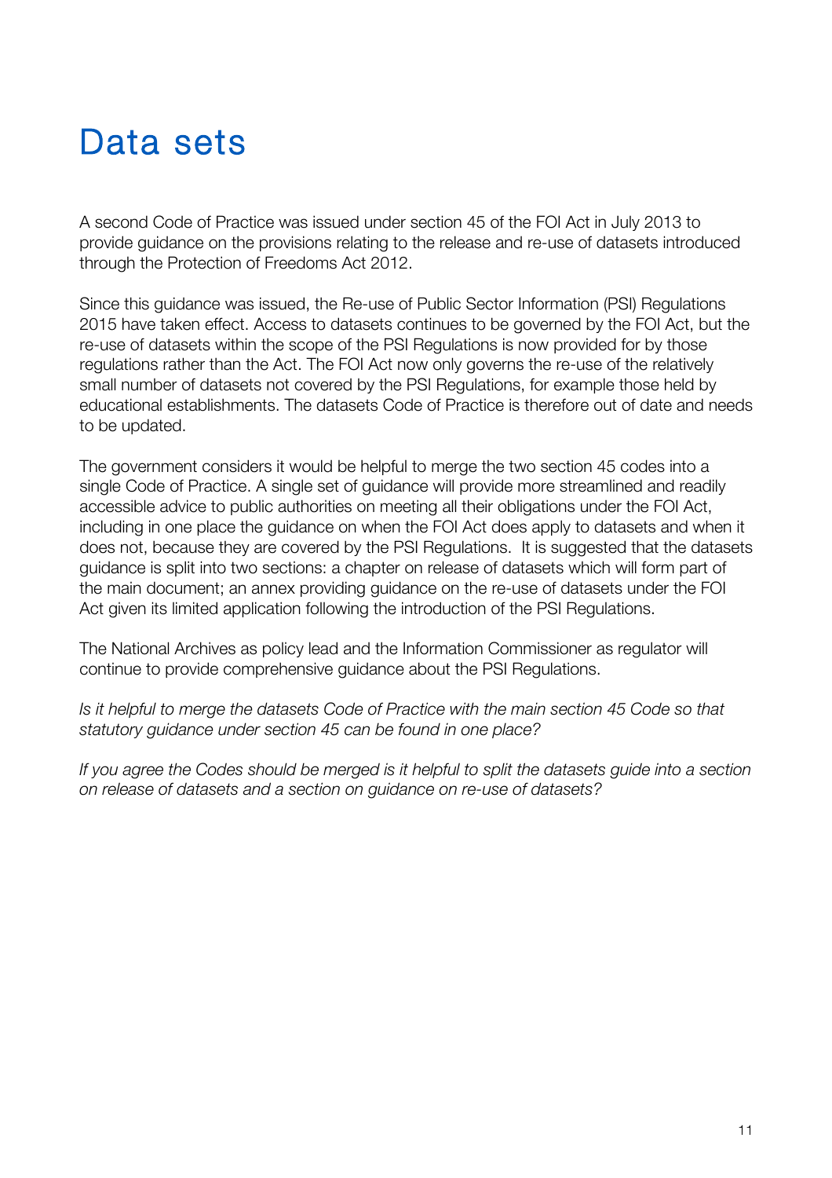# Data sets

A second Code of Practice was issued under section 45 of the FOI Act in July 2013 to provide guidance on the provisions relating to the release and re-use of datasets introduced through the Protection of Freedoms Act 2012.

Since this guidance was issued, the Re-use of Public Sector Information (PSI) Regulations 2015 have taken effect. Access to datasets continues to be governed by the FOI Act, but the re-use of datasets within the scope of the PSI Regulations is now provided for by those regulations rather than the Act. The FOI Act now only governs the re-use of the relatively small number of datasets not covered by the PSI Regulations, for example those held by educational establishments. The datasets Code of Practice is therefore out of date and needs to be updated.

The government considers it would be helpful to merge the two section 45 codes into a single Code of Practice. A single set of guidance will provide more streamlined and readily accessible advice to public authorities on meeting all their obligations under the FOI Act, including in one place the guidance on when the FOI Act does apply to datasets and when it does not, because they are covered by the PSI Regulations. It is suggested that the datasets guidance is split into two sections: a chapter on release of datasets which will form part of the main document; an annex providing guidance on the re-use of datasets under the FOI Act given its limited application following the introduction of the PSI Regulations.

The National Archives as policy lead and the Information Commissioner as regulator will continue to provide comprehensive guidance about the PSI Regulations.

*Is it helpful to merge the datasets Code of Practice with the main section 45 Code so that statutory guidance under section 45 can be found in one place?*

*If you agree the Codes should be merged is it helpful to split the datasets guide into a section on release of datasets and a section on guidance on re-use of datasets?*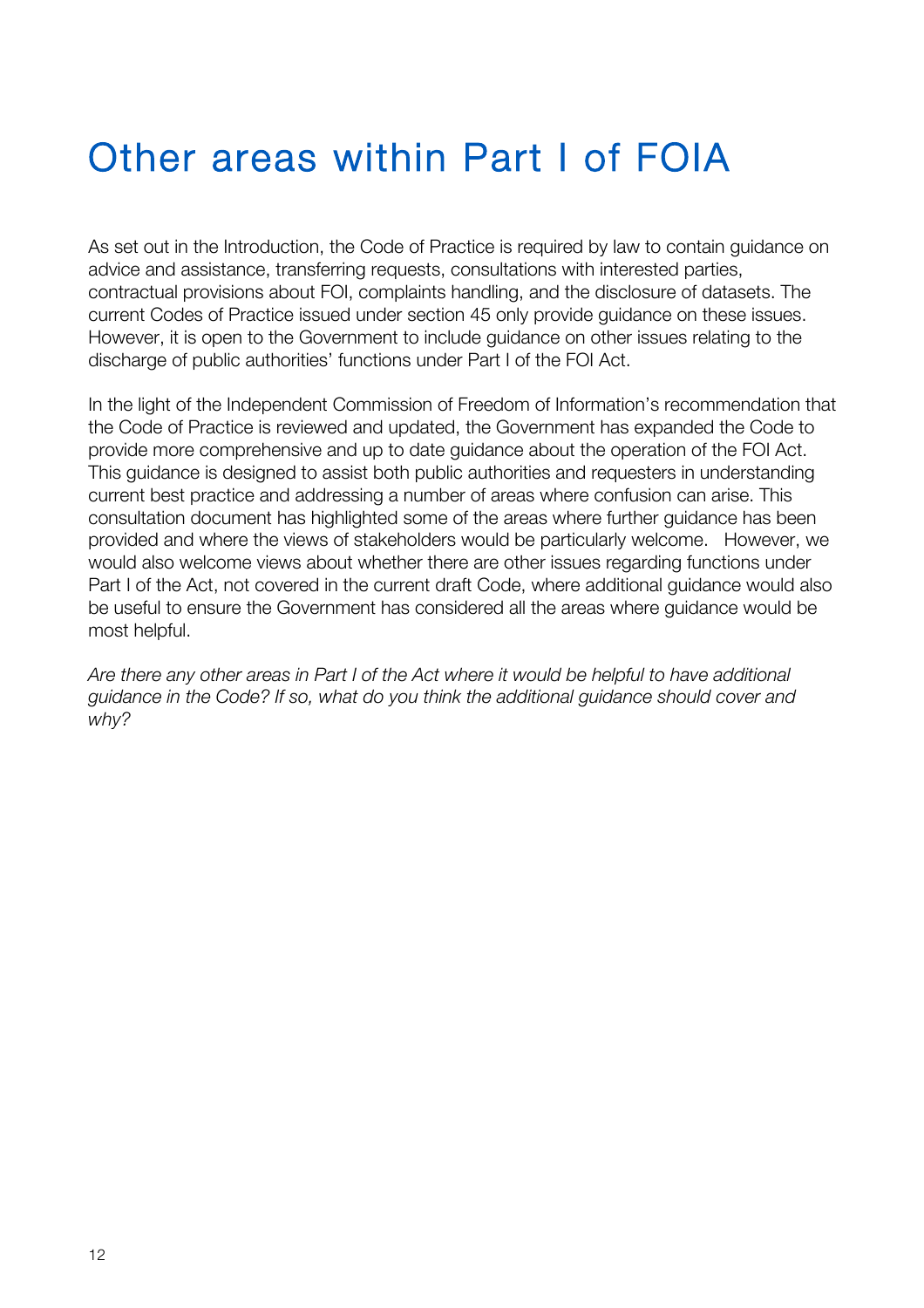# Other areas within Part I of FOIA

As set out in the Introduction, the Code of Practice is required by law to contain guidance on advice and assistance, transferring requests, consultations with interested parties, contractual provisions about FOI, complaints handling, and the disclosure of datasets. The current Codes of Practice issued under section 45 only provide guidance on these issues. However, it is open to the Government to include guidance on other issues relating to the discharge of public authorities' functions under Part I of the FOI Act.

In the light of the Independent Commission of Freedom of Information's recommendation that the Code of Practice is reviewed and updated, the Government has expanded the Code to provide more comprehensive and up to date guidance about the operation of the FOI Act. This guidance is designed to assist both public authorities and requesters in understanding current best practice and addressing a number of areas where confusion can arise. This consultation document has highlighted some of the areas where further guidance has been provided and where the views of stakeholders would be particularly welcome. However, we would also welcome views about whether there are other issues regarding functions under Part I of the Act, not covered in the current draft Code, where additional guidance would also be useful to ensure the Government has considered all the areas where guidance would be most helpful.

*Are there any other areas in Part I of the Act where it would be helpful to have additional guidance in the Code? If so, what do you think the additional guidance should cover and why?*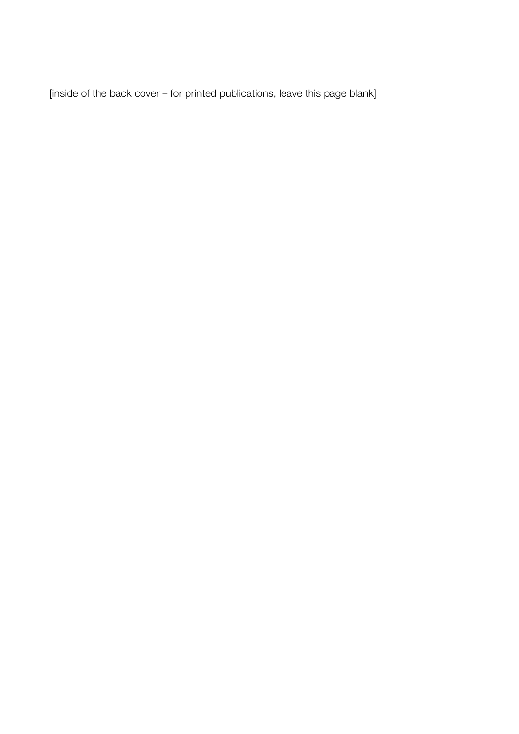[inside of the back cover – for printed publications, leave this page blank]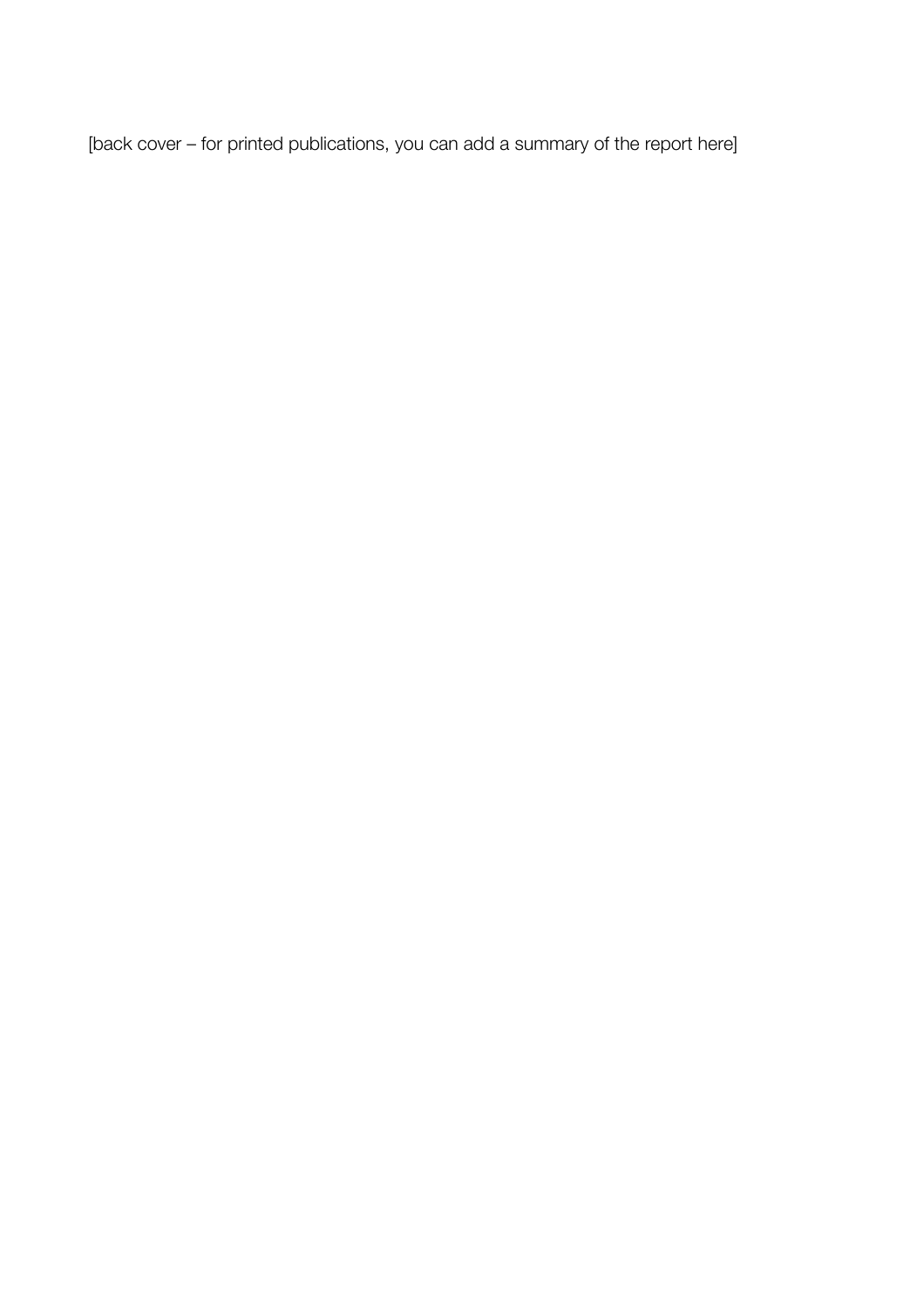[back cover – for printed publications, you can add a summary of the report here]